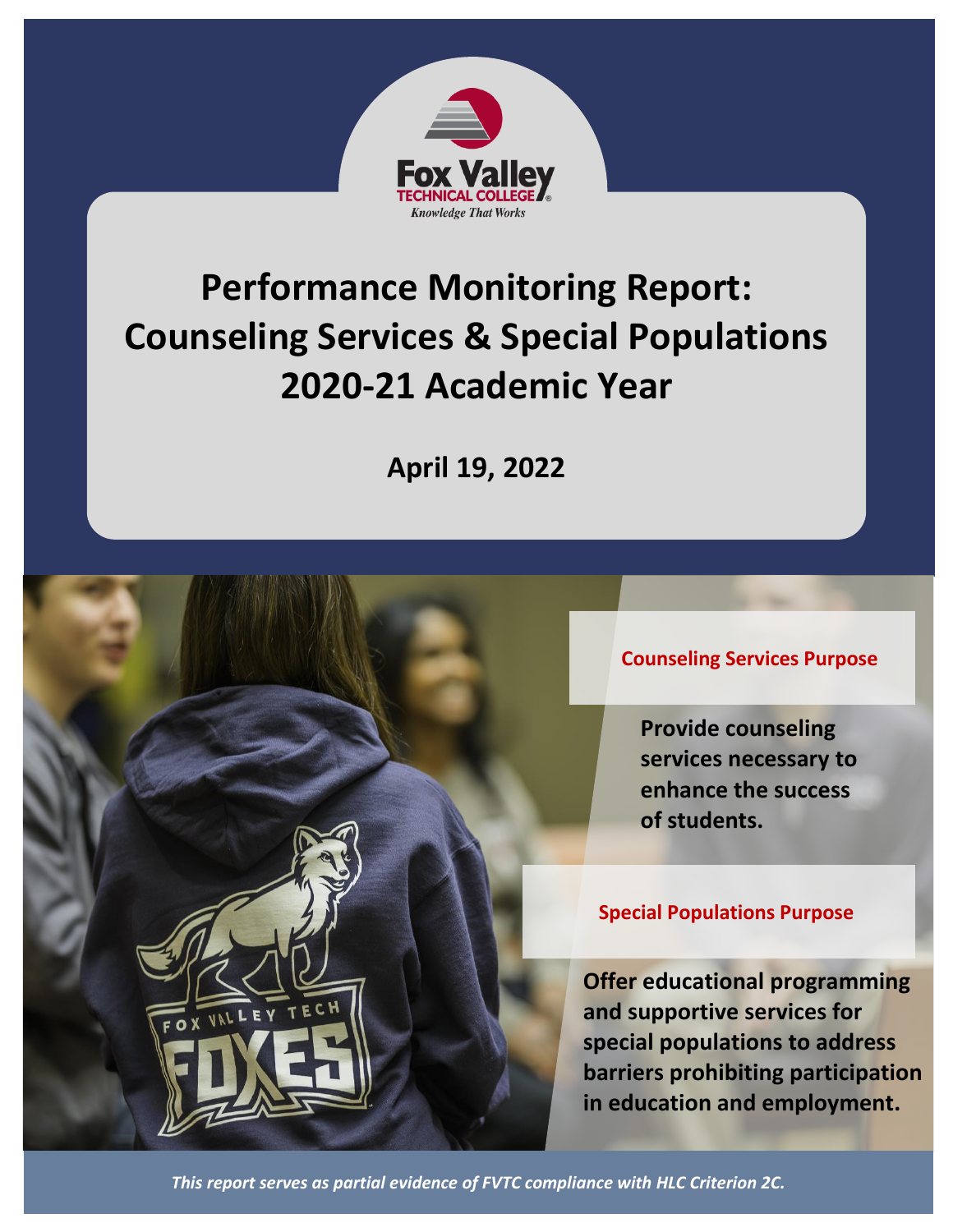Fox Valley
TECHNICAL COLLEGE
*Knowledge That Works*

# Performance Monitoring Report: Counseling Services & Special Populations 2020-21 Academic Year

**April 19, 2022**

## Counseling Services Purpose

**Provide counseling services necessary to enhance the success of students.**

## Special Populations Purpose

**Offer educational programming and supportive services for special populations to address barriers prohibiting participation in education and employment.**

*This report serves as partial evidence of FVTC compliance with HLC Criterion 2C.*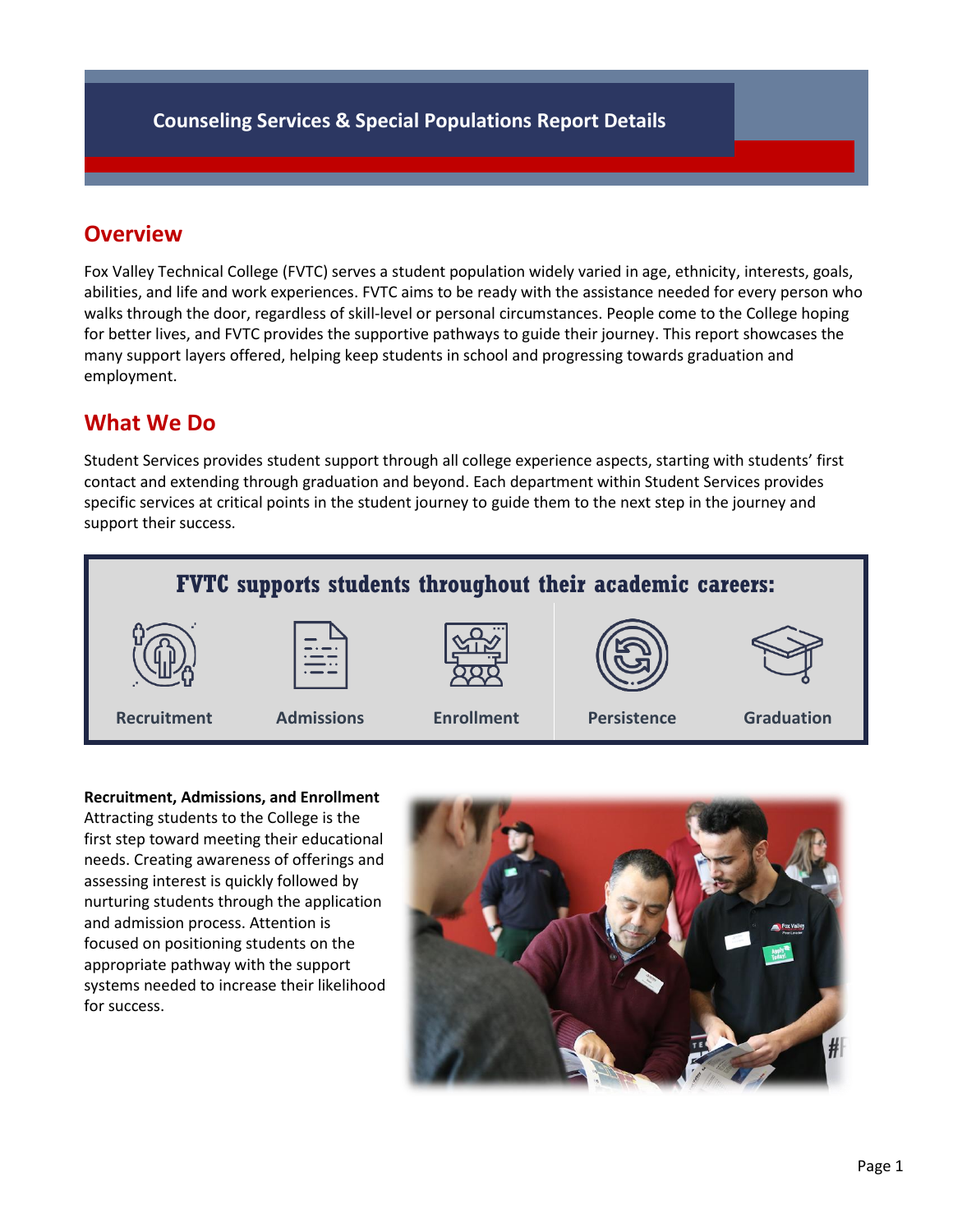# Counseling Services & Special Populations Report Details

## Overview

Fox Valley Technical College (FVTC) serves a student population widely varied in age, ethnicity, interests, goals, abilities, and life and work experiences. FVTC aims to be ready with the assistance needed for every person who walks through the door, regardless of skill-level or personal circumstances. People come to the College hoping for better lives, and FVTC provides the supportive pathways to guide their journey. This report showcases the many support layers offered, helping keep students in school and progressing towards graduation and employment.

## What We Do

Student Services provides student support through all college experience aspects, starting with students' first contact and extending through graduation and beyond. Each department within Student Services provides specific services at critical points in the student journey to guide them to the next step in the journey and support their success.

**FVTC supports students throughout their academic careers:**

Recruitment | Admissions | Enrollment | Persistence | Graduation

**Recruitment, Admissions, and Enrollment**
Attracting students to the College is the first step toward meeting their educational needs. Creating awareness of offerings and assessing interest is quickly followed by nurturing students through the application and admission process. Attention is focused on positioning students on the appropriate pathway with the support systems needed to increase their likelihood for success.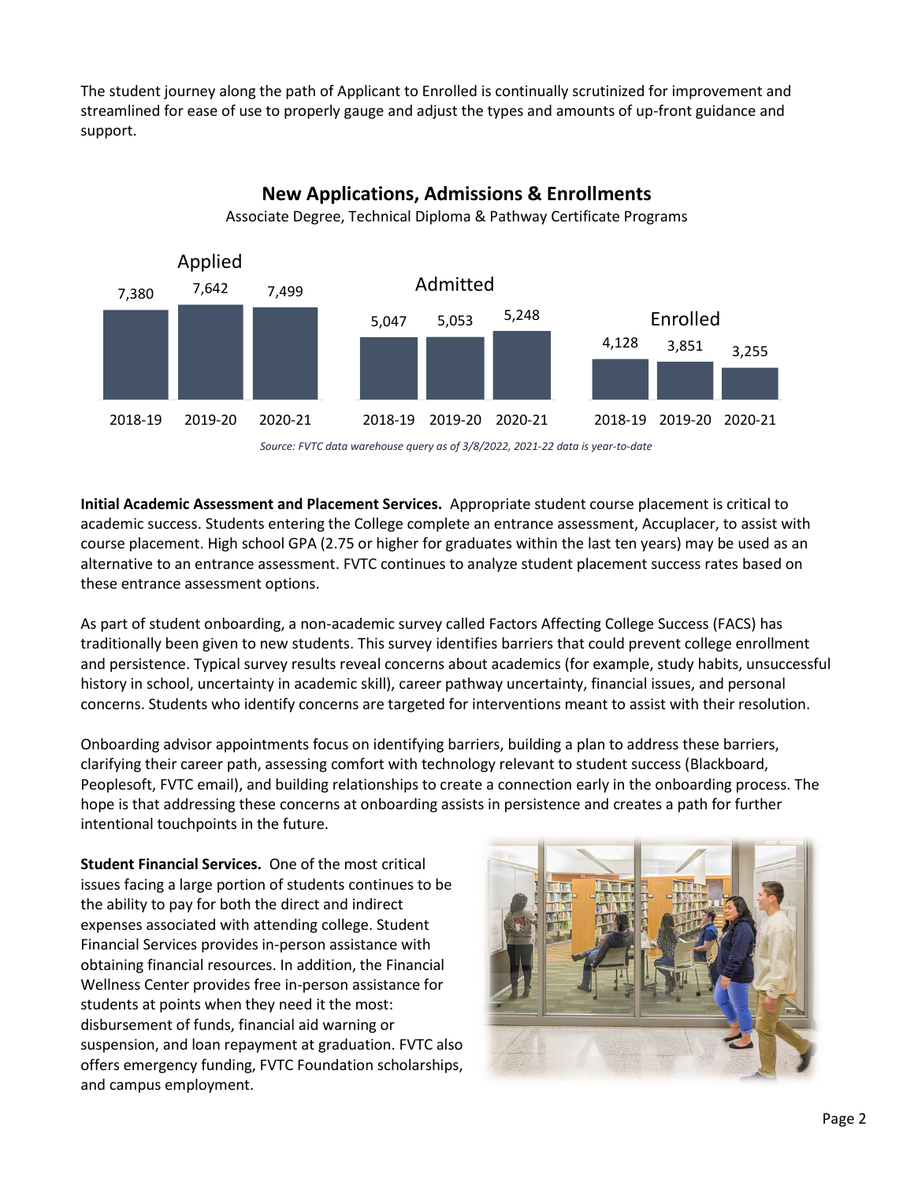The student journey along the path of Applicant to Enrolled is continually scrutinized for improvement and streamlined for ease of use to properly gauge and adjust the types and amounts of up-front guidance and support.

**New Applications, Admissions & Enrollments**

Associate Degree, Technical Diploma & Pathway Certificate Programs

| | 2018-19 | 2019-20 | 2020-21 |
|---|---|---|---|
| Applied | 7,380 | 7,642 | 7,499 |
| Admitted | 5,047 | 5,053 | 5,248 |
| Enrolled | 4,128 | 3,851 | 3,255 |

*Source: FVTC data warehouse query as of 3/8/2022, 2021-22 data is year-to-date*

**Initial Academic Assessment and Placement Services.** Appropriate student course placement is critical to academic success. Students entering the College complete an entrance assessment, Accuplacer, to assist with course placement. High school GPA (2.75 or higher for graduates within the last ten years) may be used as an alternative to an entrance assessment. FVTC continues to analyze student placement success rates based on these entrance assessment options.

As part of student onboarding, a non-academic survey called Factors Affecting College Success (FACS) has traditionally been given to new students. This survey identifies barriers that could prevent college enrollment and persistence. Typical survey results reveal concerns about academics (for example, study habits, unsuccessful history in school, uncertainty in academic skill), career pathway uncertainty, financial issues, and personal concerns. Students who identify concerns are targeted for interventions meant to assist with their resolution.

Onboarding advisor appointments focus on identifying barriers, building a plan to address these barriers, clarifying their career path, assessing comfort with technology relevant to student success (Blackboard, Peoplesoft, FVTC email), and building relationships to create a connection early in the onboarding process. The hope is that addressing these concerns at onboarding assists in persistence and creates a path for further intentional touchpoints in the future.

**Student Financial Services.** One of the most critical issues facing a large portion of students continues to be the ability to pay for both the direct and indirect expenses associated with attending college. Student Financial Services provides in-person assistance with obtaining financial resources. In addition, the Financial Wellness Center provides free in-person assistance for students at points when they need it the most: disbursement of funds, financial aid warning or suspension, and loan repayment at graduation. FVTC also offers emergency funding, FVTC Foundation scholarships, and campus employment.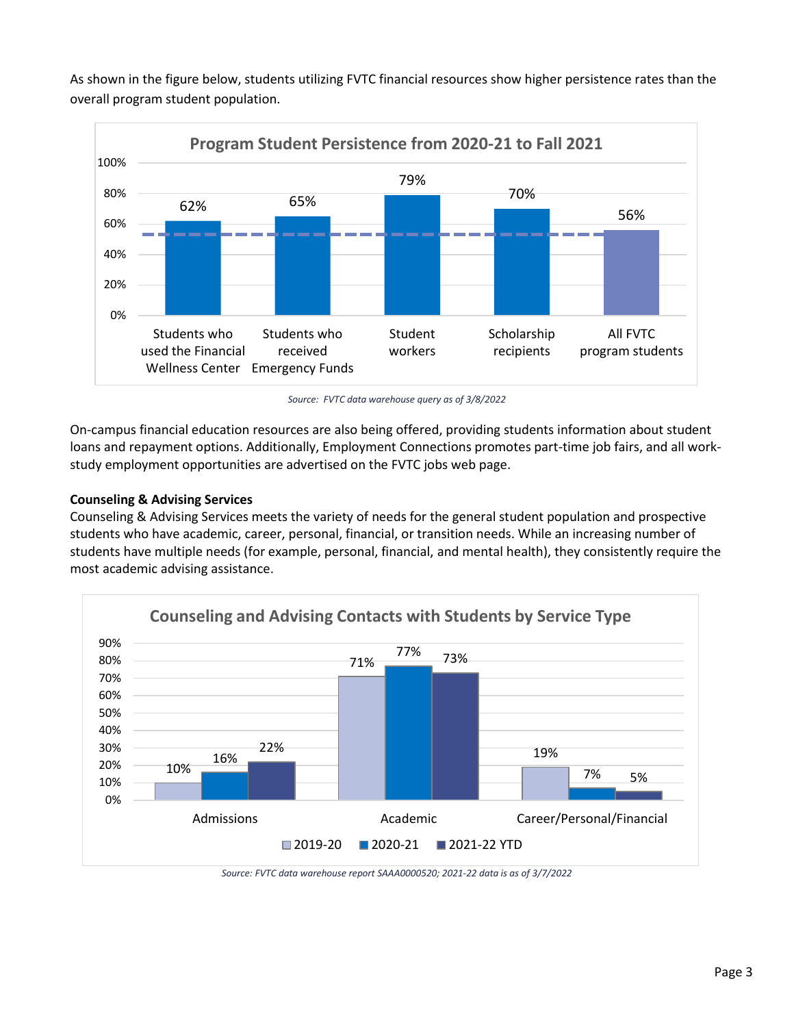As shown in the figure below, students utilizing FVTC financial resources show higher persistence rates than the overall program student population.

**Program Student Persistence from 2020-21 to Fall 2021**

| Group | Persistence |
| --- | --- |
| Students who used the Financial Wellness Center | 62% |
| Students who received Emergency Funds | 65% |
| Student workers | 79% |
| Scholarship recipients | 70% |
| All FVTC program students | 56% |

*Source: FVTC data warehouse query as of 3/8/2022*

On-campus financial education resources are also being offered, providing students information about student loans and repayment options. Additionally, Employment Connections promotes part-time job fairs, and all work-study employment opportunities are advertised on the FVTC jobs web page.

**Counseling & Advising Services**

Counseling & Advising Services meets the variety of needs for the general student population and prospective students who have academic, career, personal, financial, or transition needs. While an increasing number of students have multiple needs (for example, personal, financial, and mental health), they consistently require the most academic advising assistance.

**Counseling and Advising Contacts with Students by Service Type**

| Service Type | 2019-20 | 2020-21 | 2021-22 YTD |
| --- | --- | --- | --- |
| Admissions | 10% | 16% | 22% |
| Academic | 71% | 77% | 73% |
| Career/Personal/Financial | 19% | 7% | 5% |

*Source: FVTC data warehouse report SAAA0000520; 2021-22 data is as of 3/7/2022*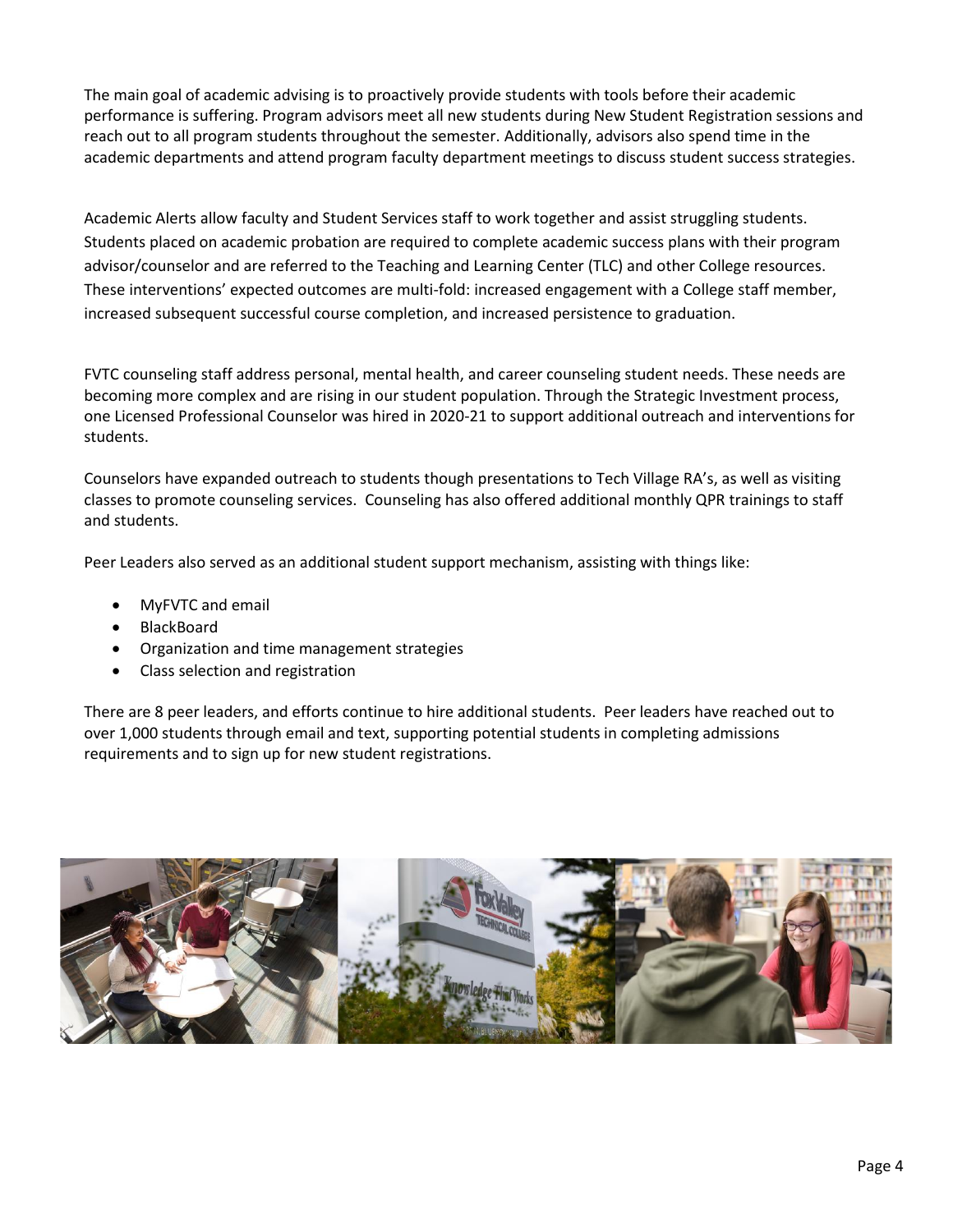The main goal of academic advising is to proactively provide students with tools before their academic performance is suffering. Program advisors meet all new students during New Student Registration sessions and reach out to all program students throughout the semester. Additionally, advisors also spend time in the academic departments and attend program faculty department meetings to discuss student success strategies.

Academic Alerts allow faculty and Student Services staff to work together and assist struggling students. Students placed on academic probation are required to complete academic success plans with their program advisor/counselor and are referred to the Teaching and Learning Center (TLC) and other College resources. These interventions' expected outcomes are multi-fold: increased engagement with a College staff member, increased subsequent successful course completion, and increased persistence to graduation.

FVTC counseling staff address personal, mental health, and career counseling student needs. These needs are becoming more complex and are rising in our student population. Through the Strategic Investment process, one Licensed Professional Counselor was hired in 2020-21 to support additional outreach and interventions for students.

Counselors have expanded outreach to students though presentations to Tech Village RA's, as well as visiting classes to promote counseling services. Counseling has also offered additional monthly QPR trainings to staff and students.

Peer Leaders also served as an additional student support mechanism, assisting with things like:

- MyFVTC and email
- BlackBoard
- Organization and time management strategies
- Class selection and registration

There are 8 peer leaders, and efforts continue to hire additional students. Peer leaders have reached out to over 1,000 students through email and text, supporting potential students in completing admissions requirements and to sign up for new student registrations.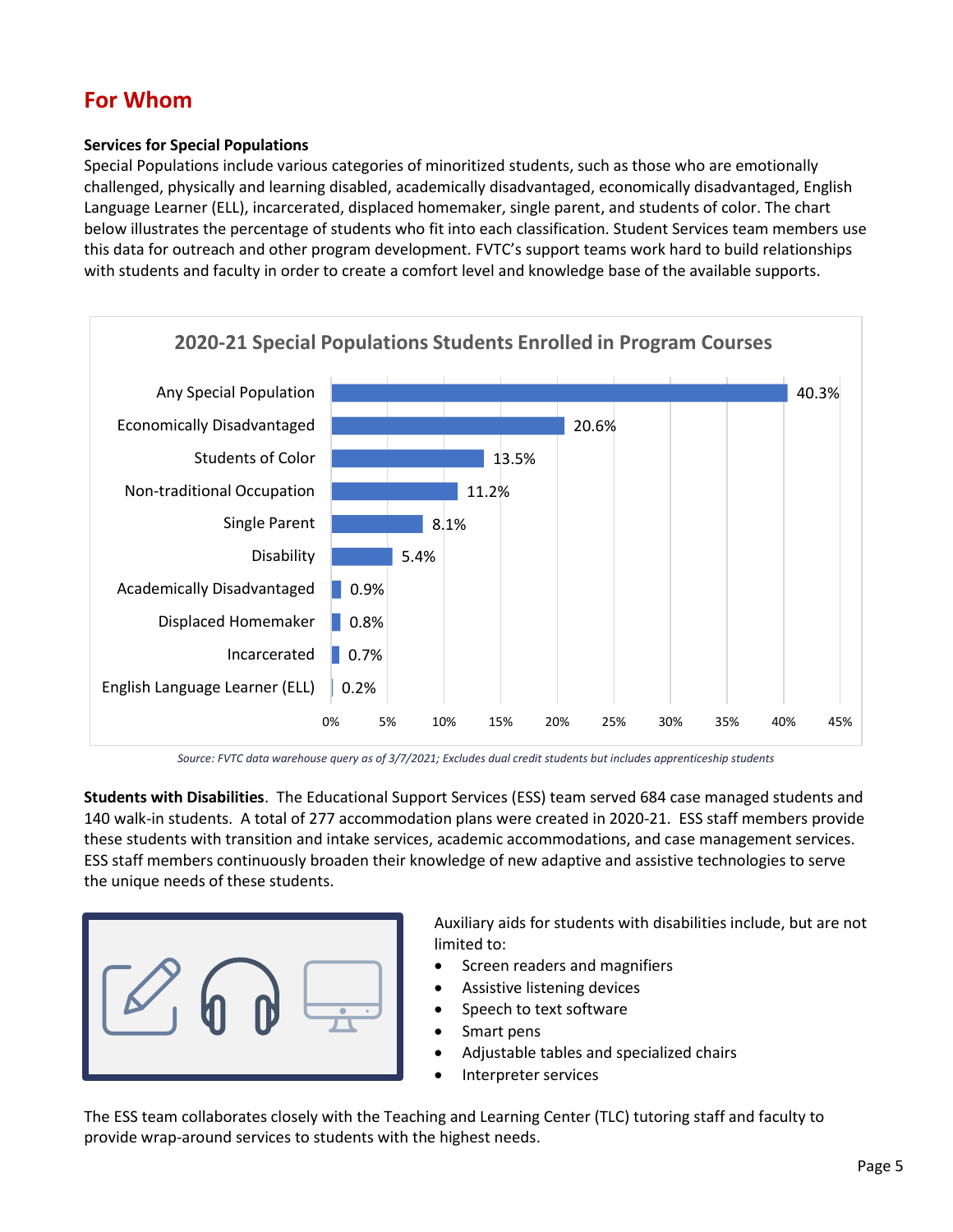## For Whom

**Services for Special Populations**

Special Populations include various categories of minoritized students, such as those who are emotionally challenged, physically and learning disabled, academically disadvantaged, economically disadvantaged, English Language Learner (ELL), incarcerated, displaced homemaker, single parent, and students of color. The chart below illustrates the percentage of students who fit into each classification. Student Services team members use this data for outreach and other program development. FVTC's support teams work hard to build relationships with students and faculty in order to create a comfort level and knowledge base of the available supports.

**2020-21 Special Populations Students Enrolled in Program Courses**

| Population | Percentage |
| --- | --- |
| Any Special Population | 40.3% |
| Economically Disadvantaged | 20.6% |
| Students of Color | 13.5% |
| Non-traditional Occupation | 11.2% |
| Single Parent | 8.1% |
| Disability | 5.4% |
| Academically Disadvantaged | 0.9% |
| Displaced Homemaker | 0.8% |
| Incarcerated | 0.7% |
| English Language Learner (ELL) | 0.2% |

*Source: FVTC data warehouse query as of 3/7/2021; Excludes dual credit students but includes apprenticeship students*

**Students with Disabilities**. The Educational Support Services (ESS) team served 684 case managed students and 140 walk-in students. A total of 277 accommodation plans were created in 2020-21. ESS staff members provide these students with transition and intake services, academic accommodations, and case management services. ESS staff members continuously broaden their knowledge of new adaptive and assistive technologies to serve the unique needs of these students.

Auxiliary aids for students with disabilities include, but are not limited to:

- Screen readers and magnifiers
- Assistive listening devices
- Speech to text software
- Smart pens
- Adjustable tables and specialized chairs
- Interpreter services

The ESS team collaborates closely with the Teaching and Learning Center (TLC) tutoring staff and faculty to provide wrap-around services to students with the highest needs.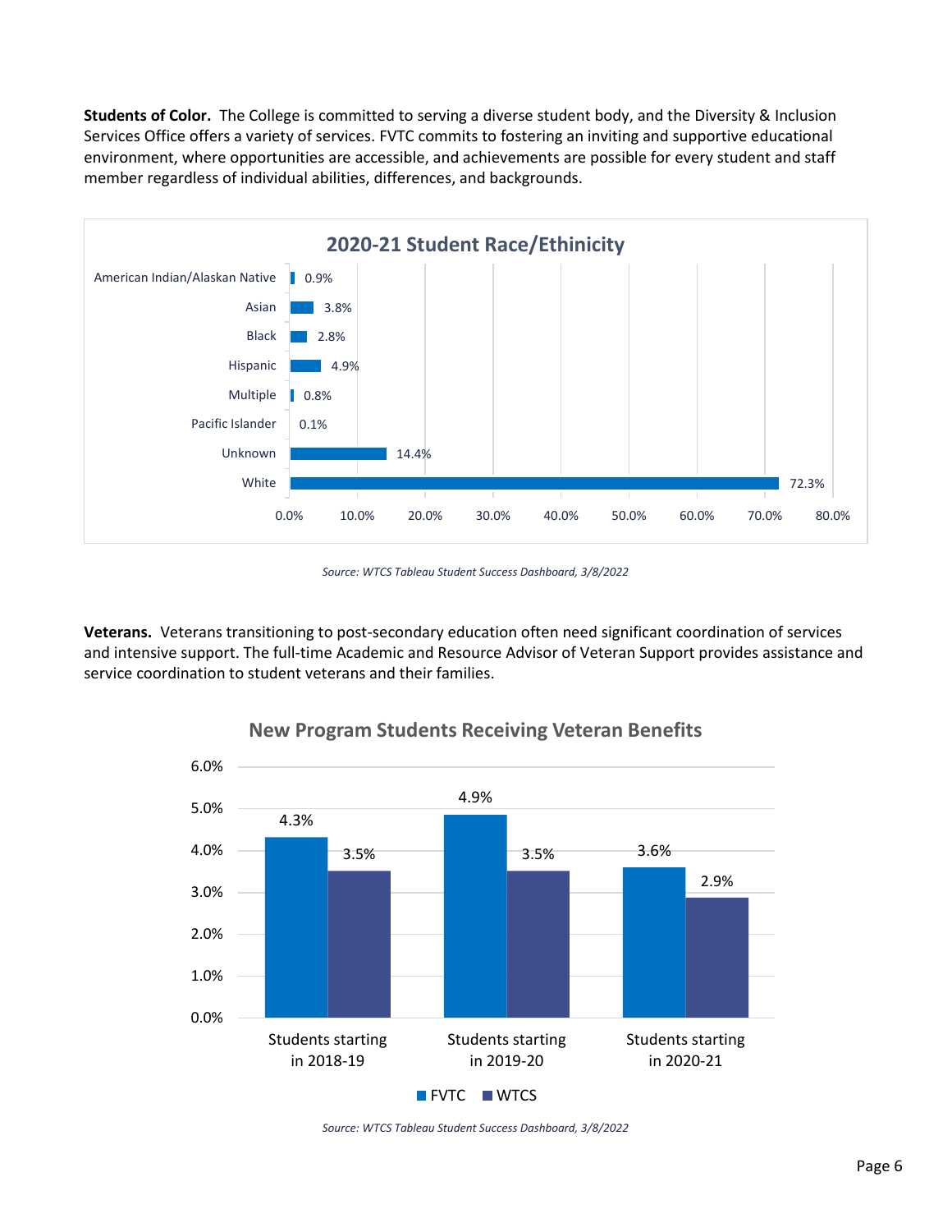**Students of Color.** The College is committed to serving a diverse student body, and the Diversity & Inclusion Services Office offers a variety of services. FVTC commits to fostering an inviting and supportive educational environment, where opportunities are accessible, and achievements are possible for every student and staff member regardless of individual abilities, differences, and backgrounds.

**2020-21 Student Race/Ethinicity**

| Race/Ethnicity | Percent |
| --- | --- |
| American Indian/Alaskan Native | 0.9% |
| Asian | 3.8% |
| Black | 2.8% |
| Hispanic | 4.9% |
| Multiple | 0.8% |
| Pacific Islander | 0.1% |
| Unknown | 14.4% |
| White | 72.3% |

*Source: WTCS Tableau Student Success Dashboard, 3/8/2022*

**Veterans.** Veterans transitioning to post-secondary education often need significant coordination of services and intensive support. The full-time Academic and Resource Advisor of Veteran Support provides assistance and service coordination to student veterans and their families.

**New Program Students Receiving Veteran Benefits**

| | FVTC | WTCS |
| --- | --- | --- |
| Students starting in 2018-19 | 4.3% | 3.5% |
| Students starting in 2019-20 | 4.9% | 3.5% |
| Students starting in 2020-21 | 3.6% | 2.9% |

*Source: WTCS Tableau Student Success Dashboard, 3/8/2022*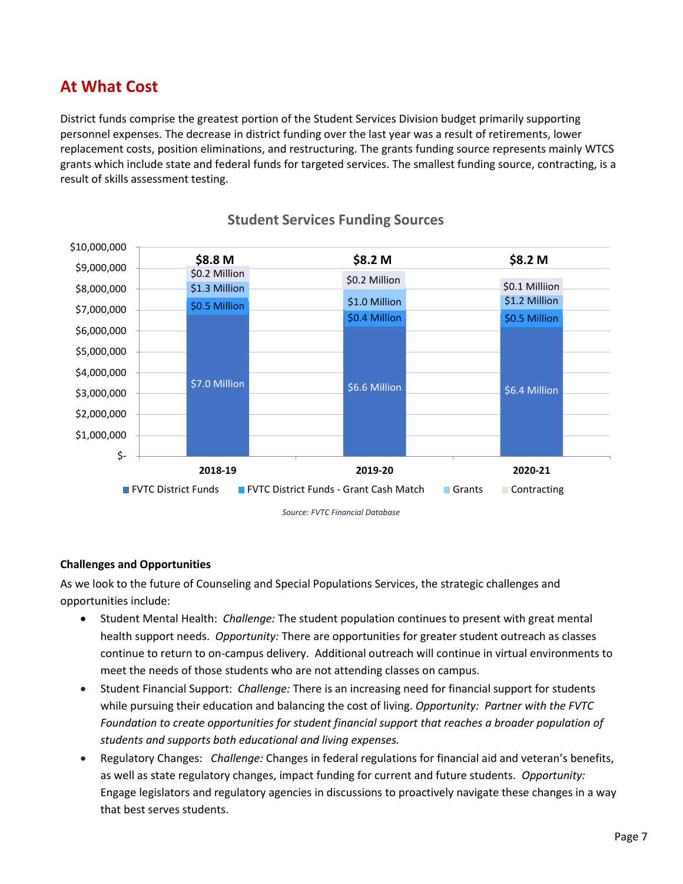## At What Cost

District funds comprise the greatest portion of the Student Services Division budget primarily supporting personnel expenses. The decrease in district funding over the last year was a result of retirements, lower replacement costs, position eliminations, and restructuring. The grants funding source represents mainly WTCS grants which include state and federal funds for targeted services. The smallest funding source, contracting, is a result of skills assessment testing.

Student Services Funding Sources

$10,000,000
$9,000,000
$8,000,000
$7,000,000
$6,000,000
$5,000,000
$4,000,000
$3,000,000
$2,000,000
$1,000,000
$-

2018-19: $8.8 M — $0.2 Million, $1.3 Million, $0.5 Million, $7.0 Million

2019-20: $8.2 M — $0.2 Million, $1.0 Million, $0.4 Million, $6.6 Million

2020-21: $8.2 M — $0.1 Milliion, $1.2 Million, $0.5 Million, $6.4 Million

FVTC District Funds | FVTC District Funds - Grant Cash Match | Grants | Contracting

*Source: FVTC Financial Database*

**Challenges and Opportunities**

As we look to the future of Counseling and Special Populations Services, the strategic challenges and opportunities include:

- Student Mental Health: *Challenge:* The student population continues to present with great mental health support needs. *Opportunity:* There are opportunities for greater student outreach as classes continue to return to on-campus delivery. Additional outreach will continue in virtual environments to meet the needs of those students who are not attending classes on campus.
- Student Financial Support: *Challenge:* There is an increasing need for financial support for students while pursuing their education and balancing the cost of living. *Opportunity: Partner with the FVTC Foundation to create opportunities for student financial support that reaches a broader population of students and supports both educational and living expenses.*
- Regulatory Changes: *Challenge:* Changes in federal regulations for financial aid and veteran's benefits, as well as state regulatory changes, impact funding for current and future students. *Opportunity:* Engage legislators and regulatory agencies in discussions to proactively navigate these changes in a way that best serves students.